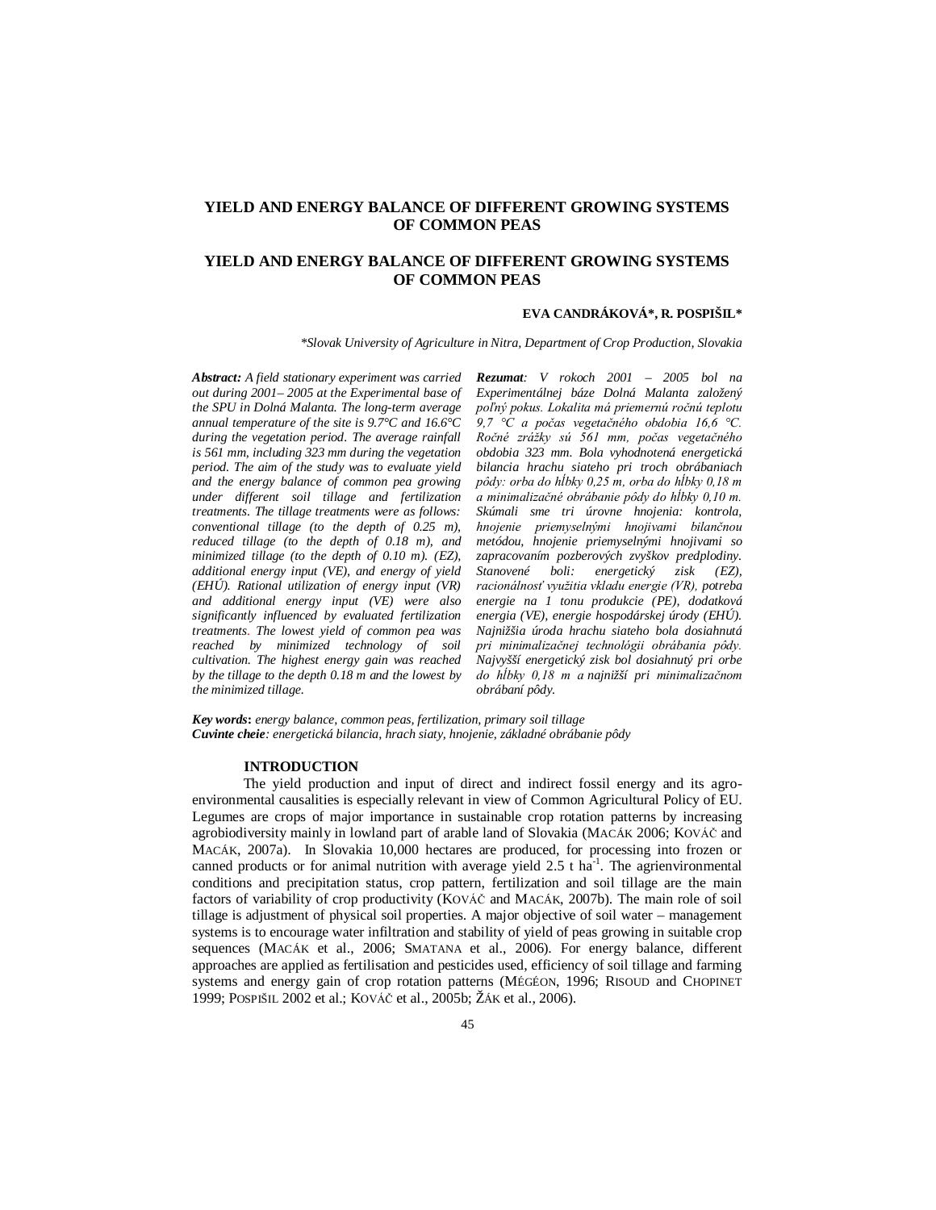# YIELD AND ENERGY BALANCE OF DIFFERENT GROWING SYSTEMS OF COMMON PEAS

# YIELD AND ENERGY BALANCE OF DIFFERENT GROWING SYSTEMS OF COMMON PEAS

**EVA CANDRÁKOVÁ\*, R. POSPIŠIL\***

*\*Slovak University of Agriculture in Nitra, Department of Crop Production, Slovakia*

***Abstract:*** *A field stationary experiment was carried out during 2001– 2005 at the Experimental base of the SPU in Dolná Malanta. The long-term average annual temperature of the site is 9.7°C and 16.6°C during the vegetation period. The average rainfall is 561 mm, including 323 mm during the vegetation period. The aim of the study was to evaluate yield and the energy balance of common pea growing under different soil tillage and fertilization treatments. The tillage treatments were as follows: conventional tillage (to the depth of 0.25 m), reduced tillage (to the depth of 0.18 m), and minimized tillage (to the depth of 0.10 m). (EZ), additional energy input (VE), and energy of yield (EHÚ). Rational utilization of energy input (VR) and additional energy input (VE) were also significantly influenced by evaluated fertilization treatments. The lowest yield of common pea was reached by minimized technology of soil cultivation. The highest energy gain was reached by the tillage to the depth 0.18 m and the lowest by the minimized tillage.*

***Rezumat****: V rokoch 2001 – 2005 bol na Experimentálnej báze Dolná Malanta založený poľný pokus. Lokalita má priemernú ročnú teplotu 9,7 °C a počas vegetačného obdobia 16,6 °C. Ročné zrážky sú 561 mm, počas vegetačného obdobia 323 mm. Bola vyhodnotená energetická bilancia hrachu siateho pri troch obrábaniach pôdy: orba do hĺbky 0,25 m, orba do hĺbky 0,18 m a minimalizačné obrábanie pôdy do hĺbky 0,10 m. Skúmali sme tri úrovne hnojenia: kontrola, hnojenie priemyselnými hnojivami bilančnou metódou, hnojenie priemyselnými hnojivami so zapracovaním pozberových zvyškov predplodiny. Stanovené boli: energetický zisk (EZ), racionálnosť využitia vkladu energie (VR), potreba energie na 1 tonu produkcie (PE), dodatková energia (VE), energie hospodárskej úrody (EHÚ). Najnižšia úroda hrachu siateho bola dosiahnutá pri minimalizačnej technológii obrábania pôdy. Najvyšší energetický zisk bol dosiahnutý pri orbe do hĺbky 0,18 m a najnižší pri minimalizačnom obrábaní pôdy.*

***Key words*****:** *energy balance, common peas, fertilization, primary soil tillage*
***Cuvinte cheie****: energetická bilancia, hrach siaty, hnojenie, základné obrábanie pôdy*

## INTRODUCTION

The yield production and input of direct and indirect fossil energy and its agro-environmental causalities is especially relevant in view of Common Agricultural Policy of EU. Legumes are crops of major importance in sustainable crop rotation patterns by increasing agrobiodiversity mainly in lowland part of arable land of Slovakia (MACÁK 2006; KOVÁČ and MACÁK, 2007a). In Slovakia 10,000 hectares are produced, for processing into frozen or canned products or for animal nutrition with average yield 2.5 t ha$^{-1}$. The agrienvironmental conditions and precipitation status, crop pattern, fertilization and soil tillage are the main factors of variability of crop productivity (KOVÁČ and MACÁK, 2007b). The main role of soil tillage is adjustment of physical soil properties. A major objective of soil water – management systems is to encourage water infiltration and stability of yield of peas growing in suitable crop sequences (MACÁK et al., 2006; SMATANA et al., 2006). For energy balance, different approaches are applied as fertilisation and pesticides used, efficiency of soil tillage and farming systems and energy gain of crop rotation patterns (MÉGÉON, 1996; RISOUD and CHOPINET 1999; POSPIŠIL 2002 et al.; KOVÁČ et al., 2005b; ŽÁK et al., 2006).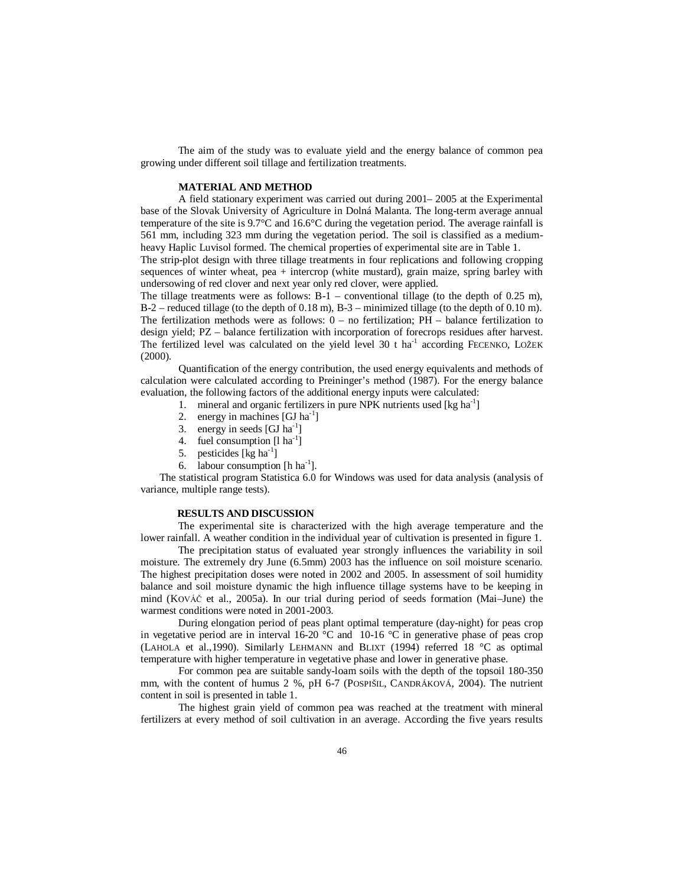The aim of the study was to evaluate yield and the energy balance of common pea growing under different soil tillage and fertilization treatments.

## MATERIAL AND METHOD

A field stationary experiment was carried out during 2001– 2005 at the Experimental base of the Slovak University of Agriculture in Dolná Malanta. The long-term average annual temperature of the site is 9.7°C and 16.6°C during the vegetation period. The average rainfall is 561 mm, including 323 mm during the vegetation period. The soil is classified as a medium-heavy Haplic Luvisol formed. The chemical properties of experimental site are in Table 1.

The strip-plot design with three tillage treatments in four replications and following cropping sequences of winter wheat, pea + intercrop (white mustard), grain maize, spring barley with undersowing of red clover and next year only red clover, were applied.

The tillage treatments were as follows: B-1 – conventional tillage (to the depth of 0.25 m), B-2 – reduced tillage (to the depth of 0.18 m), B-3 – minimized tillage (to the depth of 0.10 m). The fertilization methods were as follows: 0 – no fertilization; PH – balance fertilization to design yield; PZ – balance fertilization with incorporation of forecrops residues after harvest. The fertilized level was calculated on the yield level 30 t ha$^{-1}$ according FECENKO, LOŽEK (2000).

Quantification of the energy contribution, the used energy equivalents and methods of calculation were calculated according to Preininger's method (1987). For the energy balance evaluation, the following factors of the additional energy inputs were calculated:

1. mineral and organic fertilizers in pure NPK nutrients used [kg ha$^{-1}$]
2. energy in machines [GJ ha$^{-1}$]
3. energy in seeds [GJ ha$^{-1}$]
4. fuel consumption [l ha$^{-1}$]
5. pesticides [kg ha$^{-1}$]
6. labour consumption [h ha$^{-1}$].

The statistical program Statistica 6.0 for Windows was used for data analysis (analysis of variance, multiple range tests).

## RESULTS AND DISCUSSION

The experimental site is characterized with the high average temperature and the lower rainfall. A weather condition in the individual year of cultivation is presented in figure 1.

The precipitation status of evaluated year strongly influences the variability in soil moisture. The extremely dry June (6.5mm) 2003 has the influence on soil moisture scenario. The highest precipitation doses were noted in 2002 and 2005. In assessment of soil humidity balance and soil moisture dynamic the high influence tillage systems have to be keeping in mind (KOVÁČ et al., 2005a). In our trial during period of seeds formation (Mai–June) the warmest conditions were noted in 2001-2003.

During elongation period of peas plant optimal temperature (day-night) for peas crop in vegetative period are in interval 16-20 °C and 10-16 °C in generative phase of peas crop (LAHOLA et al.,1990). Similarly LEHMANN and BLIXT (1994) referred 18 °C as optimal temperature with higher temperature in vegetative phase and lower in generative phase.

For common pea are suitable sandy-loam soils with the depth of the topsoil 180-350 mm, with the content of humus 2 %, pH 6-7 (POSPIŠIL, CANDRÁKOVÁ, 2004). The nutrient content in soil is presented in table 1.

The highest grain yield of common pea was reached at the treatment with mineral fertilizers at every method of soil cultivation in an average. According the five years results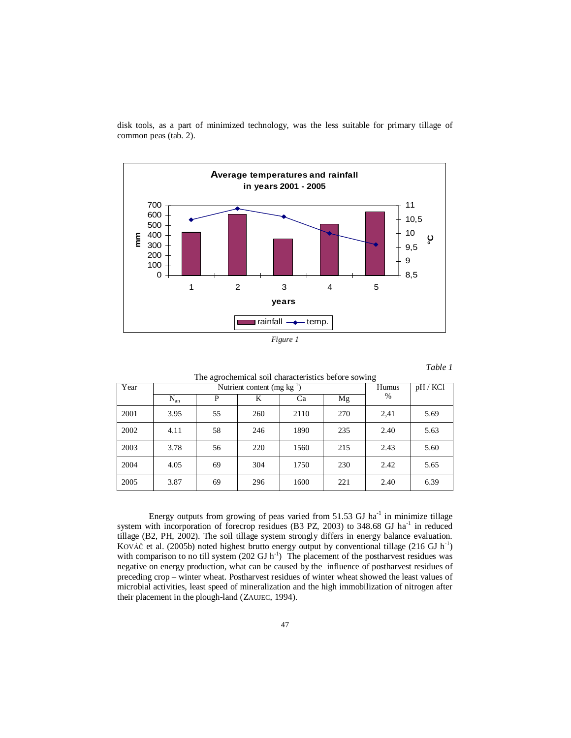disk tools, as a part of minimized technology, was the less suitable for primary tillage of common peas (tab. 2).

*Figure 1*

*Table 1*

The agrochemical soil characteristics before sowing

| Year | Nutrient content (mg kg$^{-1}$) | | | | | Humus % | pH / KCl |
|---|---|---|---|---|---|---|---|
| | $N_{an}$ | P | K | Ca | Mg | | |
| 2001 | 3.95 | 55 | 260 | 2110 | 270 | 2,41 | 5.69 |
| 2002 | 4.11 | 58 | 246 | 1890 | 235 | 2.40 | 5.63 |
| 2003 | 3.78 | 56 | 220 | 1560 | 215 | 2.43 | 5.60 |
| 2004 | 4.05 | 69 | 304 | 1750 | 230 | 2.42 | 5.65 |
| 2005 | 3.87 | 69 | 296 | 1600 | 221 | 2.40 | 6.39 |

Energy outputs from growing of peas varied from 51.53 GJ ha$^{-1}$ in minimize tillage system with incorporation of forecrop residues (B3 PZ, 2003) to 348.68 GJ ha$^{-1}$ in reduced tillage (B2, PH, 2002). The soil tillage system strongly differs in energy balance evaluation. KOVÁČ et al. (2005b) noted highest brutto energy output by conventional tillage (216 GJ h$^{-1}$) with comparison to no till system (202 GJ h$^{-1}$) The placement of the postharvest residues was negative on energy production, what can be caused by the influence of postharvest residues of preceding crop – winter wheat. Postharvest residues of winter wheat showed the least values of microbial activities, least speed of mineralization and the high immobilization of nitrogen after their placement in the plough-land (ZAUJEC, 1994).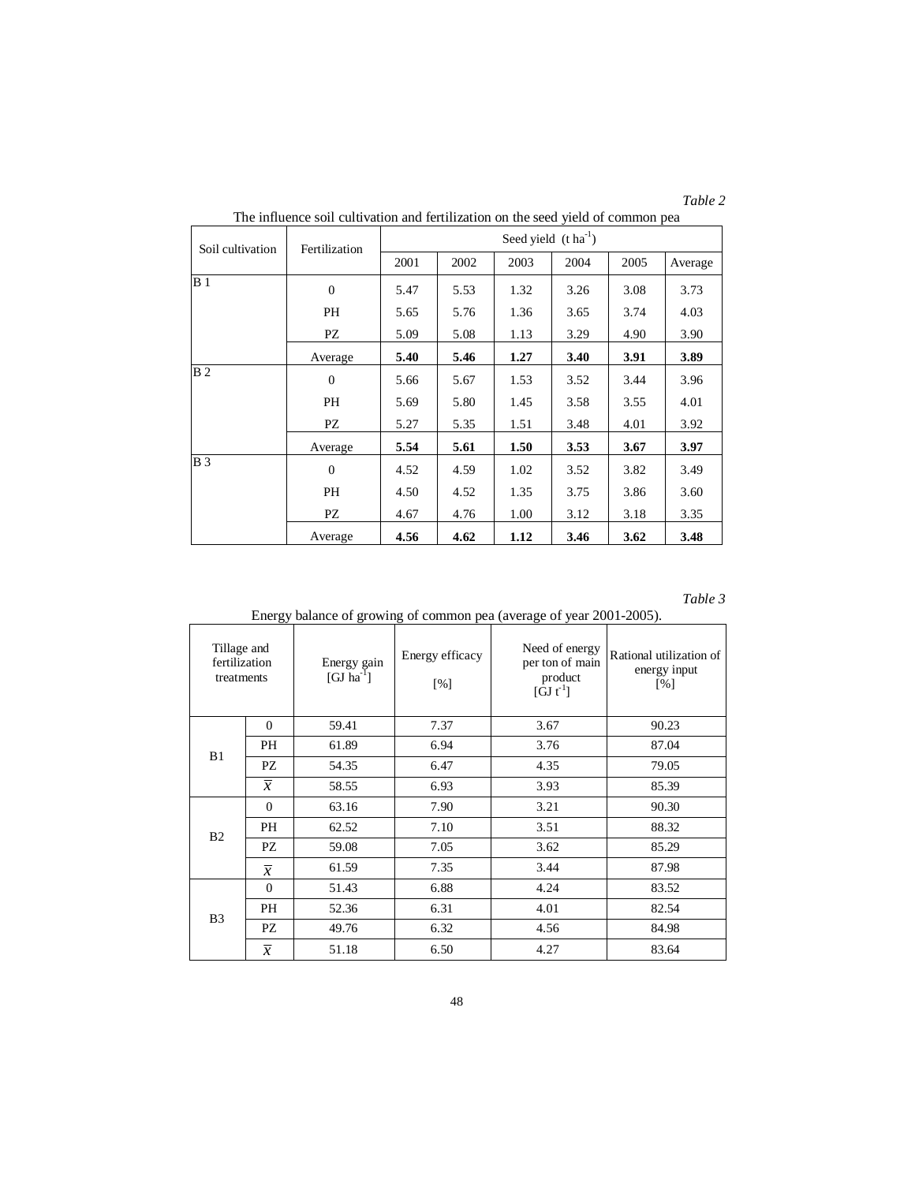*Table 2*

The influence soil cultivation and fertilization on the seed yield of common pea

| Soil cultivation | Fertilization | Seed yield (t ha$^{-1}$) | | | | | |
|---|---|---|---|---|---|---|---|
| | | 2001 | 2002 | 2003 | 2004 | 2005 | Average |
| B 1 | 0 | 5.47 | 5.53 | 1.32 | 3.26 | 3.08 | 3.73 |
| | PH | 5.65 | 5.76 | 1.36 | 3.65 | 3.74 | 4.03 |
| | PZ | 5.09 | 5.08 | 1.13 | 3.29 | 4.90 | 3.90 |
| | Average | **5.40** | **5.46** | **1.27** | **3.40** | **3.91** | **3.89** |
| B 2 | 0 | 5.66 | 5.67 | 1.53 | 3.52 | 3.44 | 3.96 |
| | PH | 5.69 | 5.80 | 1.45 | 3.58 | 3.55 | 4.01 |
| | PZ | 5.27 | 5.35 | 1.51 | 3.48 | 4.01 | 3.92 |
| | Average | **5.54** | **5.61** | **1.50** | **3.53** | **3.67** | **3.97** |
| B 3 | 0 | 4.52 | 4.59 | 1.02 | 3.52 | 3.82 | 3.49 |
| | PH | 4.50 | 4.52 | 1.35 | 3.75 | 3.86 | 3.60 |
| | PZ | 4.67 | 4.76 | 1.00 | 3.12 | 3.18 | 3.35 |
| | Average | **4.56** | **4.62** | **1.12** | **3.46** | **3.62** | **3.48** |

*Table 3*

Energy balance of growing of common pea (average of year 2001-2005).

| Tillage and fertilization treatments | | Energy gain [GJ ha$^{-1}$] | Energy efficacy [%] | Need of energy per ton of main product [GJ t$^{-1}$] | Rational utilization of energy input [%] |
|---|---|---|---|---|---|
| B1 | 0 | 59.41 | 7.37 | 3.67 | 90.23 |
| | PH | 61.89 | 6.94 | 3.76 | 87.04 |
| | PZ | 54.35 | 6.47 | 4.35 | 79.05 |
| | $\overline{x}$ | 58.55 | 6.93 | 3.93 | 85.39 |
| B2 | 0 | 63.16 | 7.90 | 3.21 | 90.30 |
| | PH | 62.52 | 7.10 | 3.51 | 88.32 |
| | PZ | 59.08 | 7.05 | 3.62 | 85.29 |
| | $\overline{x}$ | 61.59 | 7.35 | 3.44 | 87.98 |
| B3 | 0 | 51.43 | 6.88 | 4.24 | 83.52 |
| | PH | 52.36 | 6.31 | 4.01 | 82.54 |
| | PZ | 49.76 | 6.32 | 4.56 | 84.98 |
| | $\overline{x}$ | 51.18 | 6.50 | 4.27 | 83.64 |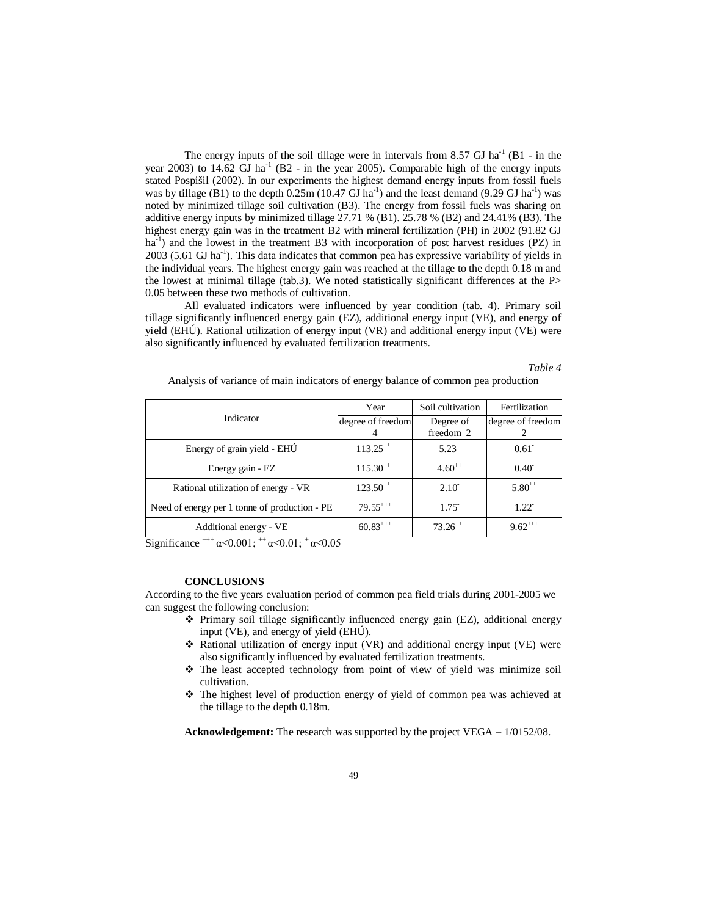The energy inputs of the soil tillage were in intervals from 8.57 GJ ha$^{-1}$ (B1 - in the year 2003) to 14.62 GJ ha$^{-1}$ (B2 - in the year 2005). Comparable high of the energy inputs stated Pospišil (2002). In our experiments the highest demand energy inputs from fossil fuels was by tillage (B1) to the depth 0.25m (10.47 GJ ha$^{-1}$) and the least demand (9.29 GJ ha$^{-1}$) was noted by minimized tillage soil cultivation (B3). The energy from fossil fuels was sharing on additive energy inputs by minimized tillage 27.71 % (B1). 25.78 % (B2) and 24.41% (B3). The highest energy gain was in the treatment B2 with mineral fertilization (PH) in 2002 (91.82 GJ ha$^{-1}$) and the lowest in the treatment B3 with incorporation of post harvest residues (PZ) in 2003 (5.61 GJ ha$^{-1}$). This data indicates that common pea has expressive variability of yields in the individual years. The highest energy gain was reached at the tillage to the depth 0.18 m and the lowest at minimal tillage (tab.3). We noted statistically significant differences at the P> 0.05 between these two methods of cultivation.

All evaluated indicators were influenced by year condition (tab. 4). Primary soil tillage significantly influenced energy gain (EZ), additional energy input (VE), and energy of yield (EHÚ). Rational utilization of energy input (VR) and additional energy input (VE) were also significantly influenced by evaluated fertilization treatments.

*Table 4*

Analysis of variance of main indicators of energy balance of common pea production

| Indicator | Year<br>degree of freedom 4 | Soil cultivation<br>Degree of freedom 2 | Fertilization<br>degree of freedom 2 |
|---|---|---|---|
| Energy of grain yield - EHÚ | $113.25^{+++}$ | $5.23^{+}$ | $0.61^{-}$ |
| Energy gain - EZ | $115.30^{+++}$ | $4.60^{++}$ | $0.40^{-}$ |
| Rational utilization of energy - VR | $123.50^{+++}$ | $2.10^{-}$ | $5.80^{++}$ |
| Need of energy per 1 tonne of production - PE | $79.55^{+++}$ | $1.75^{-}$ | $1.22^{-}$ |
| Additional energy - VE | $60.83^{+++}$ | $73.26^{+++}$ | $9.62^{+++}$ |

Significance $^{+++}$ $\alpha<0.001$; $^{++}$ $\alpha<0.01$; $^{+}$ $\alpha<0.05$

## CONCLUSIONS

According to the five years evaluation period of common pea field trials during 2001-2005 we can suggest the following conclusion:

- Primary soil tillage significantly influenced energy gain (EZ), additional energy input (VE), and energy of yield (EHÚ).
- Rational utilization of energy input (VR) and additional energy input (VE) were also significantly influenced by evaluated fertilization treatments.
- The least accepted technology from point of view of yield was minimize soil cultivation.
- The highest level of production energy of yield of common pea was achieved at the tillage to the depth 0.18m.

**Acknowledgement:** The research was supported by the project VEGA – 1/0152/08.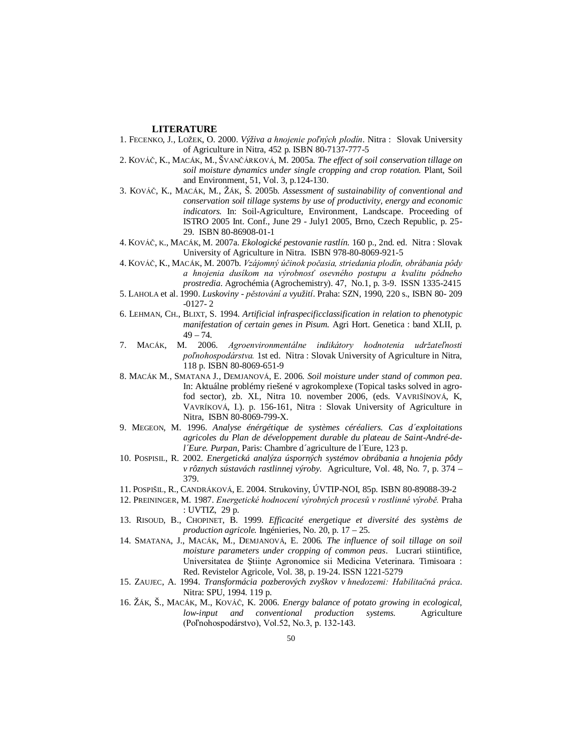**LITERATURE**

1. FECENKO, J., LOŽEK, O. 2000. *Výživa a hnojenie poľných plodín*. Nitra : Slovak University of Agriculture in Nitra, 452 p. ISBN 80-7137-777-5
2. KOVÁČ, K., MACÁK, M., ŠVANČÁRKOVÁ, M. 2005a. *The effect of soil conservation tillage on soil moisture dynamics under single cropping and crop rotation.* Plant, Soil and Environment, 51, Vol. 3, p.124-130.
3. KOVÁČ, K., MACÁK, M., ŽÁK, Š. 2005b. *Assessment of sustainability of conventional and conservation soil tillage systems by use of productivity, energy and economic indicators.* In: Soil-Agriculture, Environment, Landscape. Proceeding of ISTRO 2005 Int. Conf., June 29 - July1 2005, Brno, Czech Republic, p. 25-29. ISBN 80-86908-01-1
4. KOVÁČ, K., MACÁK, M. 2007a. *Ekologické pestovanie rastlín.* 160 p., 2nd. ed. Nitra : Slovak University of Agriculture in Nitra. ISBN 978-80-8069-921-5
4. KOVÁČ, K., MACÁK, M. 2007b. *Vzájomný účinok počasia, striedania plodín, obrábania pôdy a hnojenia dusíkom na výrobnosť osevného postupu a kvalitu pôdneho prostredia*. Agrochémia (Agrochemistry). 47, No.1, p. 3-9. ISSN 1335-2415
5. LAHOLA et al. 1990. *Luskoviny - pěstování a využití*. Praha: SZN, 1990, 220 s., ISBN 80- 209 -0127- 2
6. LEHMAN, CH., BLIXT, S. 1994. *Artificial infraspecificclassification in relation to phenotypic manifestation of certain genes in Pisum.* Agri Hort. Genetica : band XLII, p. 49 – 74.
7. MACÁK, M. 2006. *Agroenvironmentálne indikátory hodnotenia udržateľnosti poľnohospodárstva.* 1st ed. Nitra : Slovak University of Agriculture in Nitra, 118 p. ISBN 80-8069-651-9
8. MACÁK M., SMATANA J., DEMJANOVÁ, E. 2006. *Soil moisture under stand of common pea*. In: Aktuálne problémy riešené v agrokomplexe (Topical tasks solved in agro-fod sector), zb. XI., Nitra 10. november 2006, (eds. VAVRIŠÍNOVÁ, K, VAVRÍKOVÁ, I.). p. 156-161, Nitra : Slovak University of Agriculture in Nitra, ISBN 80-8069-799-X.
9. MEGEON, M. 1996. *Analyse énérgétique de systèmes céréaliers. Cas d´exploitations agricoles du Plan de développement durable du plateau de Saint-André-de-l´Eure. Purpan*, Paris: Chambre d´agriculture de l´Eure, 123 p.
10. POSPISIL, R. 2002. *Energetická analýza úsporných systémov obrábania a hnojenia pôdy v rôznych sústavách rastlinnej výroby.* Agriculture, Vol. 48, No. 7, p. 374 – 379.
11. POSPIŠIL, R., CANDRÁKOVÁ, E. 2004. Strukoviny, ÚVTIP-NOI, 85p. ISBN 80-89088-39-2
12. PREININGER, M. 1987. *Energetické hodnocení výrobných procesů v rostlinné výrobě.* Praha : UVTIZ, 29 p.
13. RISOUD, B., CHOPINET, B. 1999. *Efficacité energetique et diversité des systèms de production agricole.* Ingénieries, No. 20, p. 17 – 25.
14. SMATANA, J., MACÁK, M., DEMJANOVÁ, E. 2006. *The influence of soil tillage on soil moisture parameters under cropping of common peas*. Lucrari stiintifice, Universitatea de Ştiinţe Agronomice sii Medicina Veterinara. Timisoara : Red. Revistelor Agricole, Vol. 38, p. 19-24. ISSN 1221-5279
15. ZAUJEC, A. 1994. *Transformácia pozberových zvyškov v hnedozemi: Habilitačná práca*. Nitra: SPU, 1994. 119 p.
16. ŽÁK, Š., MACÁK, M., KOVÁČ, K. 2006. *Energy balance of potato growing in ecological, low-input and conventional production systems.* Agriculture (Poľnohospodárstvo), Vol.52, No.3, p. 132-143.